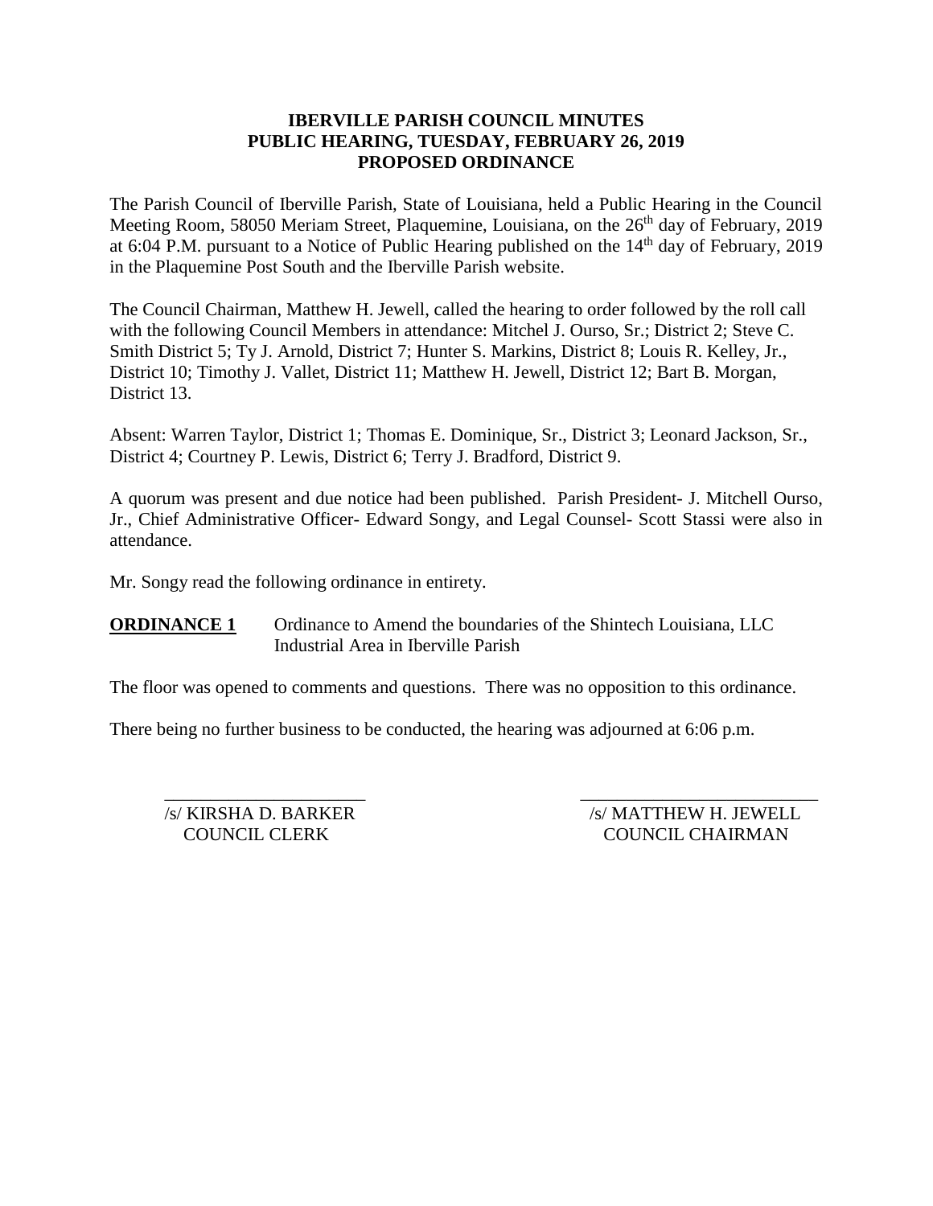# IBERVILLE PARISH COUNCIL MINUTES
## PUBLIC HEARING, TUESDAY, FEBRUARY 26, 2019
## PROPOSED ORDINANCE

The Parish Council of Iberville Parish, State of Louisiana, held a Public Hearing in the Council Meeting Room, 58050 Meriam Street, Plaquemine, Louisiana, on the 26th day of February, 2019 at 6:04 P.M. pursuant to a Notice of Public Hearing published on the 14th day of February, 2019 in the Plaquemine Post South and the Iberville Parish website.

The Council Chairman, Matthew H. Jewell, called the hearing to order followed by the roll call with the following Council Members in attendance: Mitchel J. Ourso, Sr.; District 2; Steve C. Smith District 5; Ty J. Arnold, District 7; Hunter S. Markins, District 8; Louis R. Kelley, Jr., District 10; Timothy J. Vallet, District 11; Matthew H. Jewell, District 12; Bart B. Morgan, District 13.

Absent: Warren Taylor, District 1; Thomas E. Dominique, Sr., District 3; Leonard Jackson, Sr., District 4; Courtney P. Lewis, District 6; Terry J. Bradford, District 9.

A quorum was present and due notice had been published. Parish President- J. Mitchell Ourso, Jr., Chief Administrative Officer- Edward Songy, and Legal Counsel- Scott Stassi were also in attendance.

Mr. Songy read the following ordinance in entirety.

**ORDINANCE 1** Ordinance to Amend the boundaries of the Shintech Louisiana, LLC Industrial Area in Iberville Parish

The floor was opened to comments and questions. There was no opposition to this ordinance.

There being no further business to be conducted, the hearing was adjourned at 6:06 p.m.

\_\_\_\_\_\_\_\_\_\_\_\_\_\_\_\_\_\_\_\_\_\_\_
/s/ KIRSHA D. BARKER
COUNCIL CLERK

\_\_\_\_\_\_\_\_\_\_\_\_\_\_\_\_\_\_\_\_\_\_\_\_\_\_
/s/ MATTHEW H. JEWELL
COUNCIL CHAIRMAN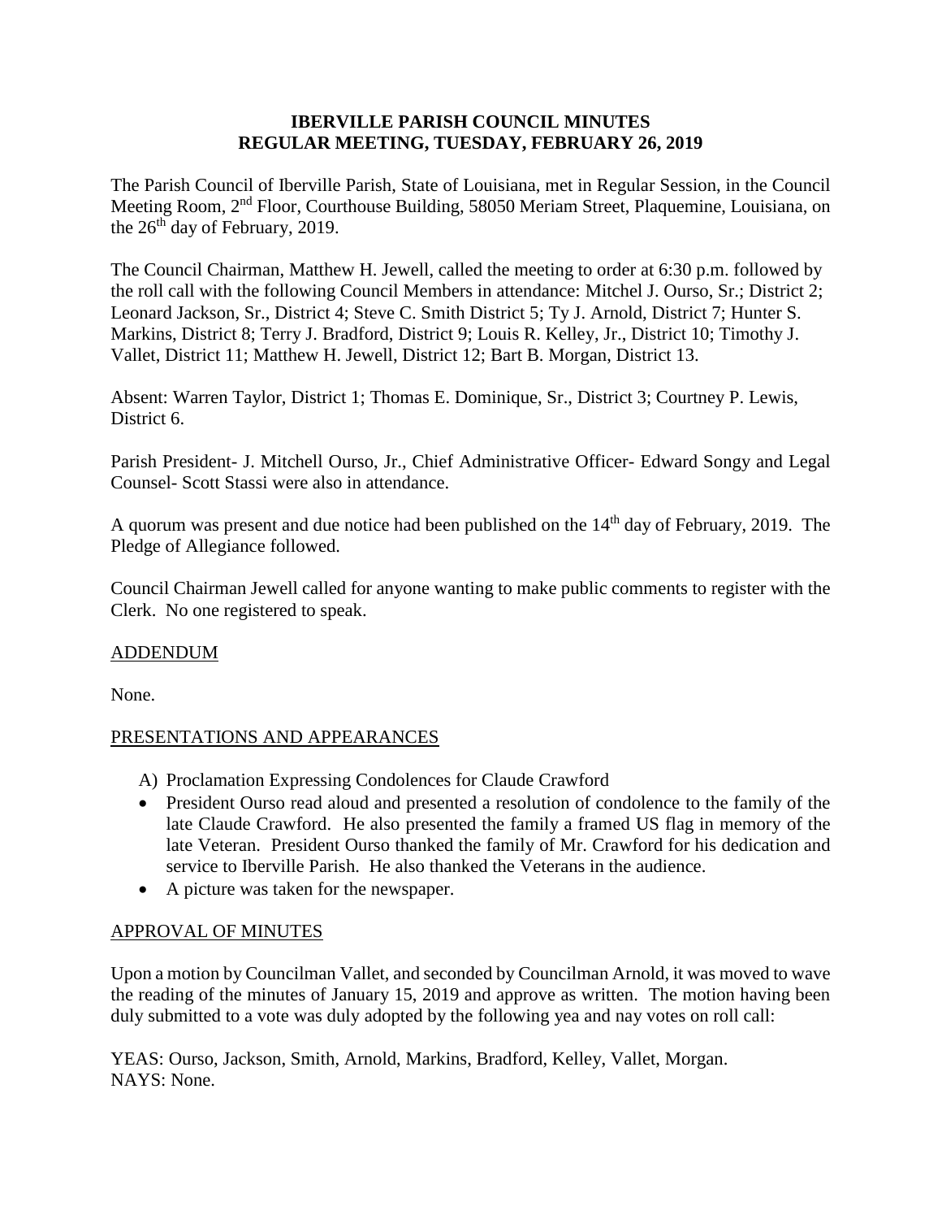# IBERVILLE PARISH COUNCIL MINUTES
## REGULAR MEETING, TUESDAY, FEBRUARY 26, 2019

The Parish Council of Iberville Parish, State of Louisiana, met in Regular Session, in the Council Meeting Room, 2nd Floor, Courthouse Building, 58050 Meriam Street, Plaquemine, Louisiana, on the 26th day of February, 2019.

The Council Chairman, Matthew H. Jewell, called the meeting to order at 6:30 p.m. followed by the roll call with the following Council Members in attendance: Mitchel J. Ourso, Sr.; District 2; Leonard Jackson, Sr., District 4; Steve C. Smith District 5; Ty J. Arnold, District 7; Hunter S. Markins, District 8; Terry J. Bradford, District 9; Louis R. Kelley, Jr., District 10; Timothy J. Vallet, District 11; Matthew H. Jewell, District 12; Bart B. Morgan, District 13.

Absent: Warren Taylor, District 1; Thomas E. Dominique, Sr., District 3; Courtney P. Lewis, District 6.

Parish President- J. Mitchell Ourso, Jr., Chief Administrative Officer- Edward Songy and Legal Counsel- Scott Stassi were also in attendance.

A quorum was present and due notice had been published on the 14th day of February, 2019. The Pledge of Allegiance followed.

Council Chairman Jewell called for anyone wanting to make public comments to register with the Clerk. No one registered to speak.

ADDENDUM

None.

PRESENTATIONS AND APPEARANCES

A) Proclamation Expressing Condolences for Claude Crawford

- President Ourso read aloud and presented a resolution of condolence to the family of the late Claude Crawford. He also presented the family a framed US flag in memory of the late Veteran. President Ourso thanked the family of Mr. Crawford for his dedication and service to Iberville Parish. He also thanked the Veterans in the audience.
- A picture was taken for the newspaper.

APPROVAL OF MINUTES

Upon a motion by Councilman Vallet, and seconded by Councilman Arnold, it was moved to wave the reading of the minutes of January 15, 2019 and approve as written. The motion having been duly submitted to a vote was duly adopted by the following yea and nay votes on roll call:

YEAS: Ourso, Jackson, Smith, Arnold, Markins, Bradford, Kelley, Vallet, Morgan.
NAYS: None.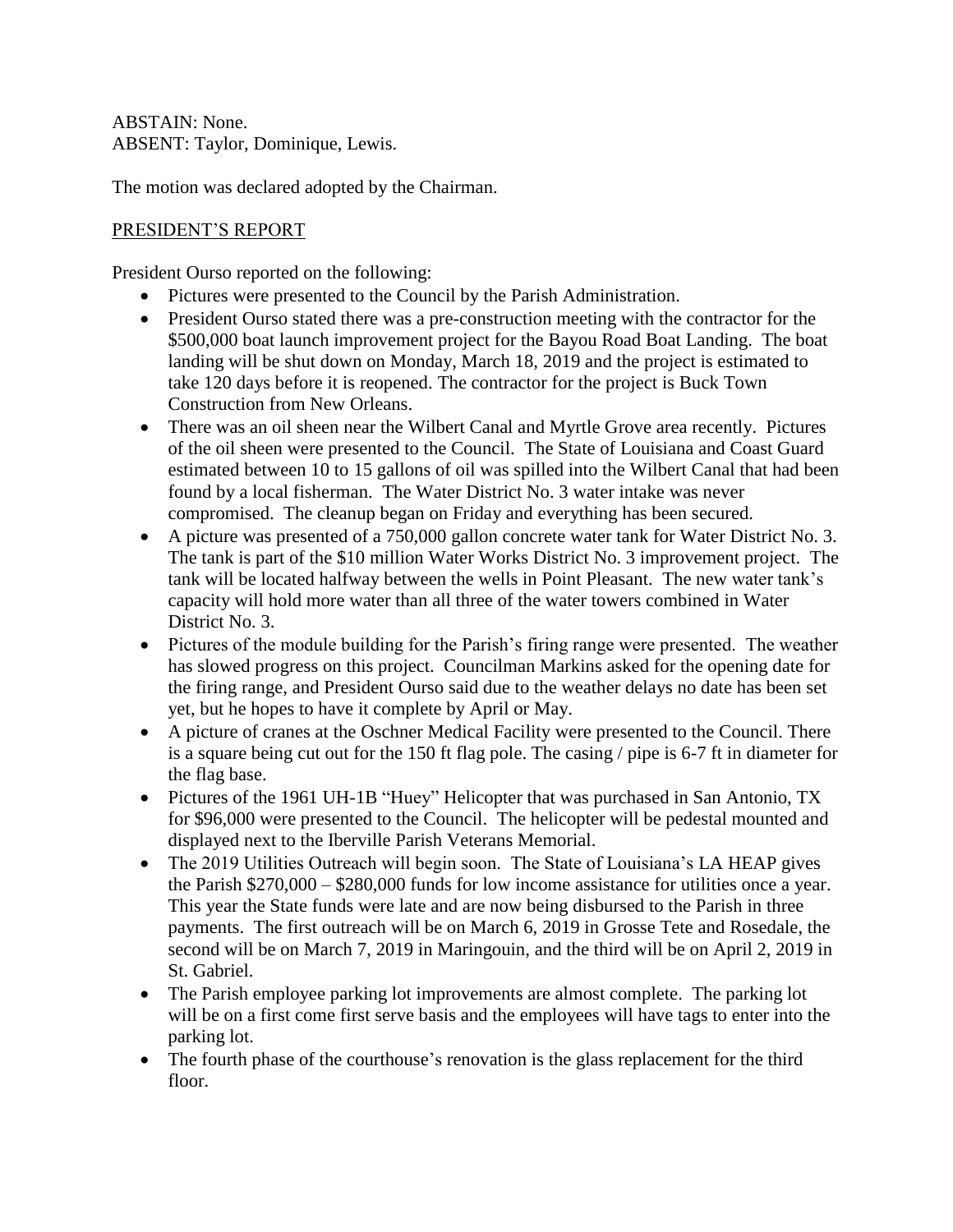ABSTAIN: None.
ABSENT: Taylor, Dominique, Lewis.

The motion was declared adopted by the Chairman.

PRESIDENT'S REPORT

President Ourso reported on the following:

- Pictures were presented to the Council by the Parish Administration.
- President Ourso stated there was a pre-construction meeting with the contractor for the $500,000 boat launch improvement project for the Bayou Road Boat Landing. The boat landing will be shut down on Monday, March 18, 2019 and the project is estimated to take 120 days before it is reopened. The contractor for the project is Buck Town Construction from New Orleans.
- There was an oil sheen near the Wilbert Canal and Myrtle Grove area recently. Pictures of the oil sheen were presented to the Council. The State of Louisiana and Coast Guard estimated between 10 to 15 gallons of oil was spilled into the Wilbert Canal that had been found by a local fisherman. The Water District No. 3 water intake was never compromised. The cleanup began on Friday and everything has been secured.
- A picture was presented of a 750,000 gallon concrete water tank for Water District No. 3. The tank is part of the $10 million Water Works District No. 3 improvement project. The tank will be located halfway between the wells in Point Pleasant. The new water tank's capacity will hold more water than all three of the water towers combined in Water District No. 3.
- Pictures of the module building for the Parish's firing range were presented. The weather has slowed progress on this project. Councilman Markins asked for the opening date for the firing range, and President Ourso said due to the weather delays no date has been set yet, but he hopes to have it complete by April or May.
- A picture of cranes at the Oschner Medical Facility were presented to the Council. There is a square being cut out for the 150 ft flag pole. The casing / pipe is 6-7 ft in diameter for the flag base.
- Pictures of the 1961 UH-1B "Huey" Helicopter that was purchased in San Antonio, TX for $96,000 were presented to the Council. The helicopter will be pedestal mounted and displayed next to the Iberville Parish Veterans Memorial.
- The 2019 Utilities Outreach will begin soon. The State of Louisiana's LA HEAP gives the Parish $270,000 – $280,000 funds for low income assistance for utilities once a year. This year the State funds were late and are now being disbursed to the Parish in three payments. The first outreach will be on March 6, 2019 in Grosse Tete and Rosedale, the second will be on March 7, 2019 in Maringouin, and the third will be on April 2, 2019 in St. Gabriel.
- The Parish employee parking lot improvements are almost complete. The parking lot will be on a first come first serve basis and the employees will have tags to enter into the parking lot.
- The fourth phase of the courthouse's renovation is the glass replacement for the third floor.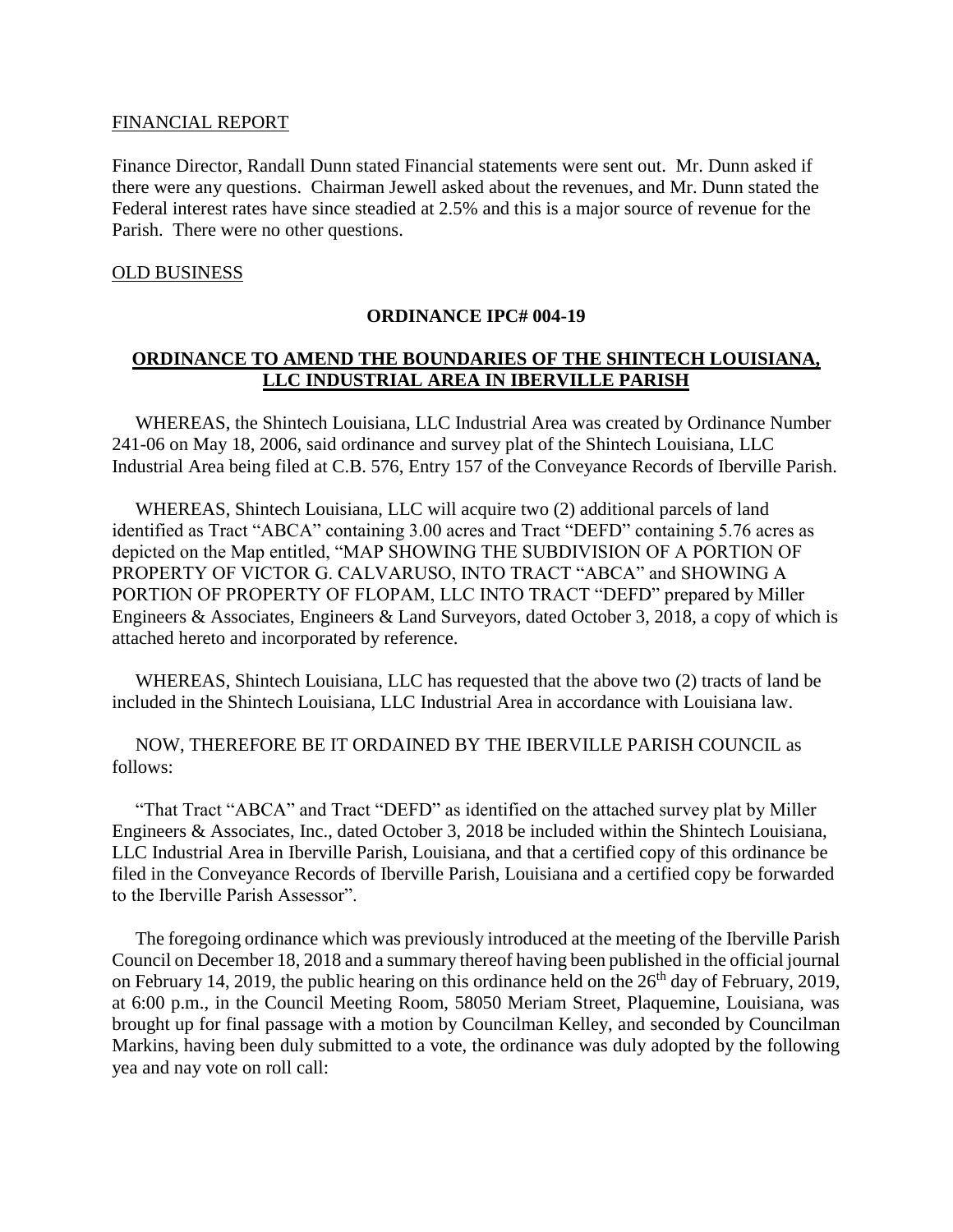FINANCIAL REPORT

Finance Director, Randall Dunn stated Financial statements were sent out. Mr. Dunn asked if there were any questions. Chairman Jewell asked about the revenues, and Mr. Dunn stated the Federal interest rates have since steadied at 2.5% and this is a major source of revenue for the Parish. There were no other questions.

OLD BUSINESS

**ORDINANCE IPC# 004-19**

**ORDINANCE TO AMEND THE BOUNDARIES OF THE SHINTECH LOUISIANA, LLC INDUSTRIAL AREA IN IBERVILLE PARISH**

WHEREAS, the Shintech Louisiana, LLC Industrial Area was created by Ordinance Number 241-06 on May 18, 2006, said ordinance and survey plat of the Shintech Louisiana, LLC Industrial Area being filed at C.B. 576, Entry 157 of the Conveyance Records of Iberville Parish.

WHEREAS, Shintech Louisiana, LLC will acquire two (2) additional parcels of land identified as Tract "ABCA" containing 3.00 acres and Tract "DEFD" containing 5.76 acres as depicted on the Map entitled, "MAP SHOWING THE SUBDIVISION OF A PORTION OF PROPERTY OF VICTOR G. CALVARUSO, INTO TRACT "ABCA" and SHOWING A PORTION OF PROPERTY OF FLOPAM, LLC INTO TRACT "DEFD" prepared by Miller Engineers & Associates, Engineers & Land Surveyors, dated October 3, 2018, a copy of which is attached hereto and incorporated by reference.

WHEREAS, Shintech Louisiana, LLC has requested that the above two (2) tracts of land be included in the Shintech Louisiana, LLC Industrial Area in accordance with Louisiana law.

NOW, THEREFORE BE IT ORDAINED BY THE IBERVILLE PARISH COUNCIL as follows:

"That Tract "ABCA" and Tract "DEFD" as identified on the attached survey plat by Miller Engineers & Associates, Inc., dated October 3, 2018 be included within the Shintech Louisiana, LLC Industrial Area in Iberville Parish, Louisiana, and that a certified copy of this ordinance be filed in the Conveyance Records of Iberville Parish, Louisiana and a certified copy be forwarded to the Iberville Parish Assessor".

The foregoing ordinance which was previously introduced at the meeting of the Iberville Parish Council on December 18, 2018 and a summary thereof having been published in the official journal on February 14, 2019, the public hearing on this ordinance held on the 26th day of February, 2019, at 6:00 p.m., in the Council Meeting Room, 58050 Meriam Street, Plaquemine, Louisiana, was brought up for final passage with a motion by Councilman Kelley, and seconded by Councilman Markins, having been duly submitted to a vote, the ordinance was duly adopted by the following yea and nay vote on roll call: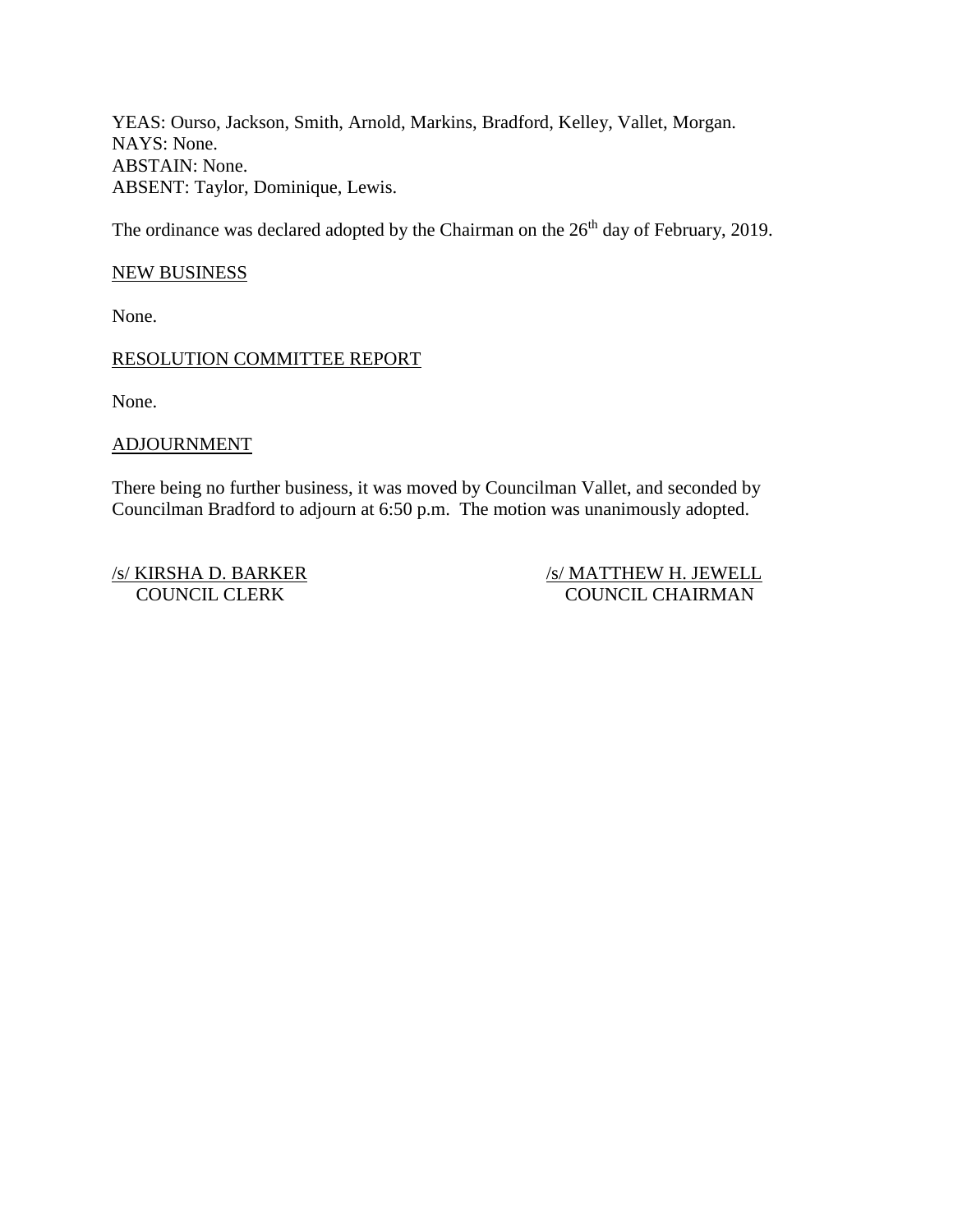YEAS: Ourso, Jackson, Smith, Arnold, Markins, Bradford, Kelley, Vallet, Morgan.
NAYS: None.
ABSTAIN: None.
ABSENT: Taylor, Dominique, Lewis.

The ordinance was declared adopted by the Chairman on the 26th day of February, 2019.

NEW BUSINESS

None.

RESOLUTION COMMITTEE REPORT

None.

ADJOURNMENT

There being no further business, it was moved by Councilman Vallet, and seconded by Councilman Bradford to adjourn at 6:50 p.m. The motion was unanimously adopted.

/s/ KIRSHA D. BARKER
COUNCIL CLERK

/s/ MATTHEW H. JEWELL
COUNCIL CHAIRMAN